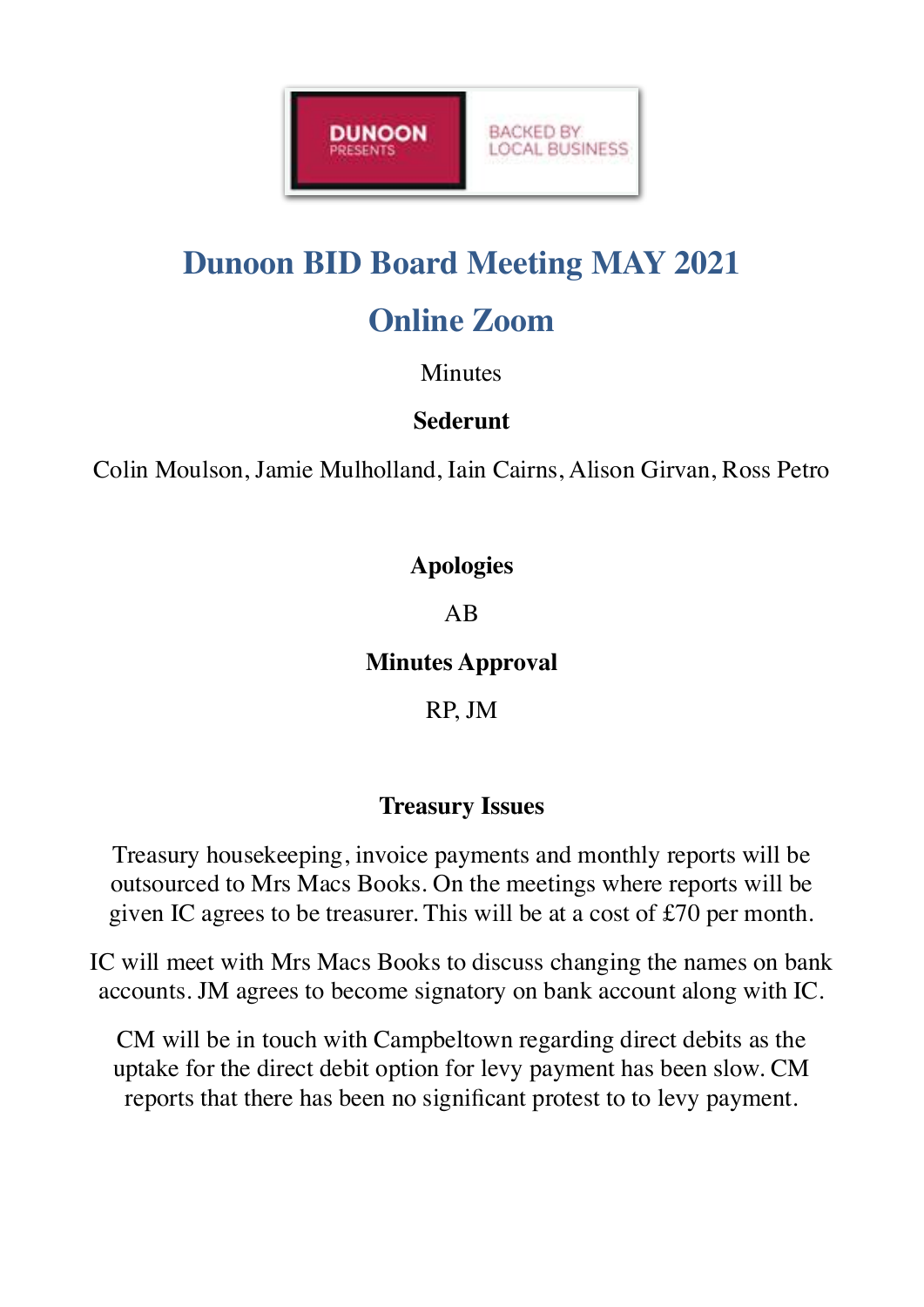DUNOON PRESENTS BACKED BY LOCAL BUSINESS

# Dunoon BID Board Meeting MAY 2021

## Online Zoom

Minutes

**Sederunt**

Colin Moulson, Jamie Mulholland, Iain Cairns, Alison Girvan, Ross Petro

**Apologies**

AB

**Minutes Approval**

RP, JM

**Treasury Issues**

Treasury housekeeping, invoice payments and monthly reports will be outsourced to Mrs Macs Books. On the meetings where reports will be given IC agrees to be treasurer. This will be at a cost of £70 per month.

IC will meet with Mrs Macs Books to discuss changing the names on bank accounts. JM agrees to become signatory on bank account along with IC.

CM will be in touch with Campbeltown regarding direct debits as the uptake for the direct debit option for levy payment has been slow. CM reports that there has been no significant protest to to levy payment.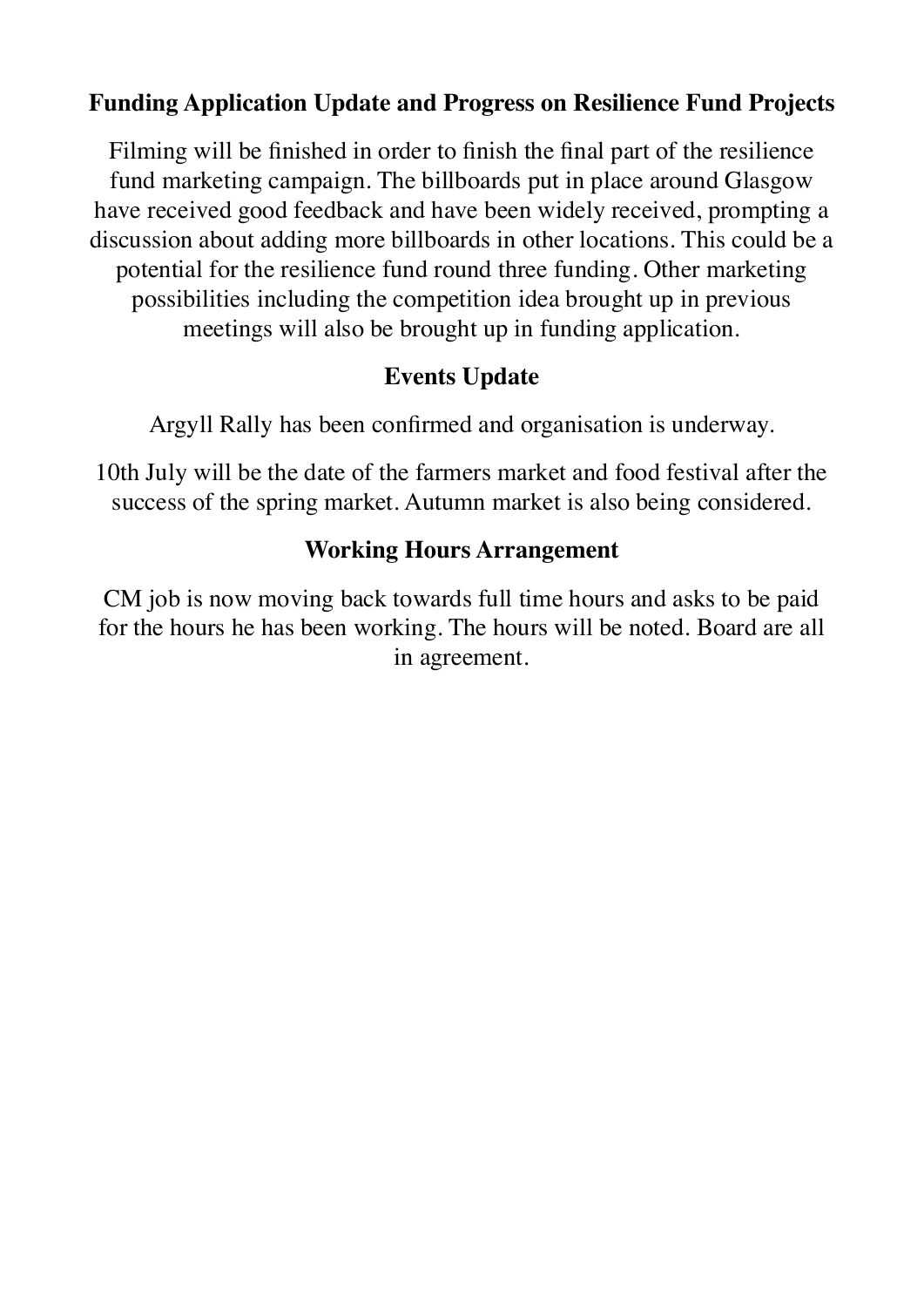## Funding Application Update and Progress on Resilience Fund Projects

Filming will be finished in order to finish the final part of the resilience fund marketing campaign. The billboards put in place around Glasgow have received good feedback and have been widely received, prompting a discussion about adding more billboards in other locations. This could be a potential for the resilience fund round three funding. Other marketing possibilities including the competition idea brought up in previous meetings will also be brought up in funding application.

## Events Update

Argyll Rally has been confirmed and organisation is underway.

10th July will be the date of the farmers market and food festival after the success of the spring market. Autumn market is also being considered.

## Working Hours Arrangement

CM job is now moving back towards full time hours and asks to be paid for the hours he has been working. The hours will be noted. Board are all in agreement.